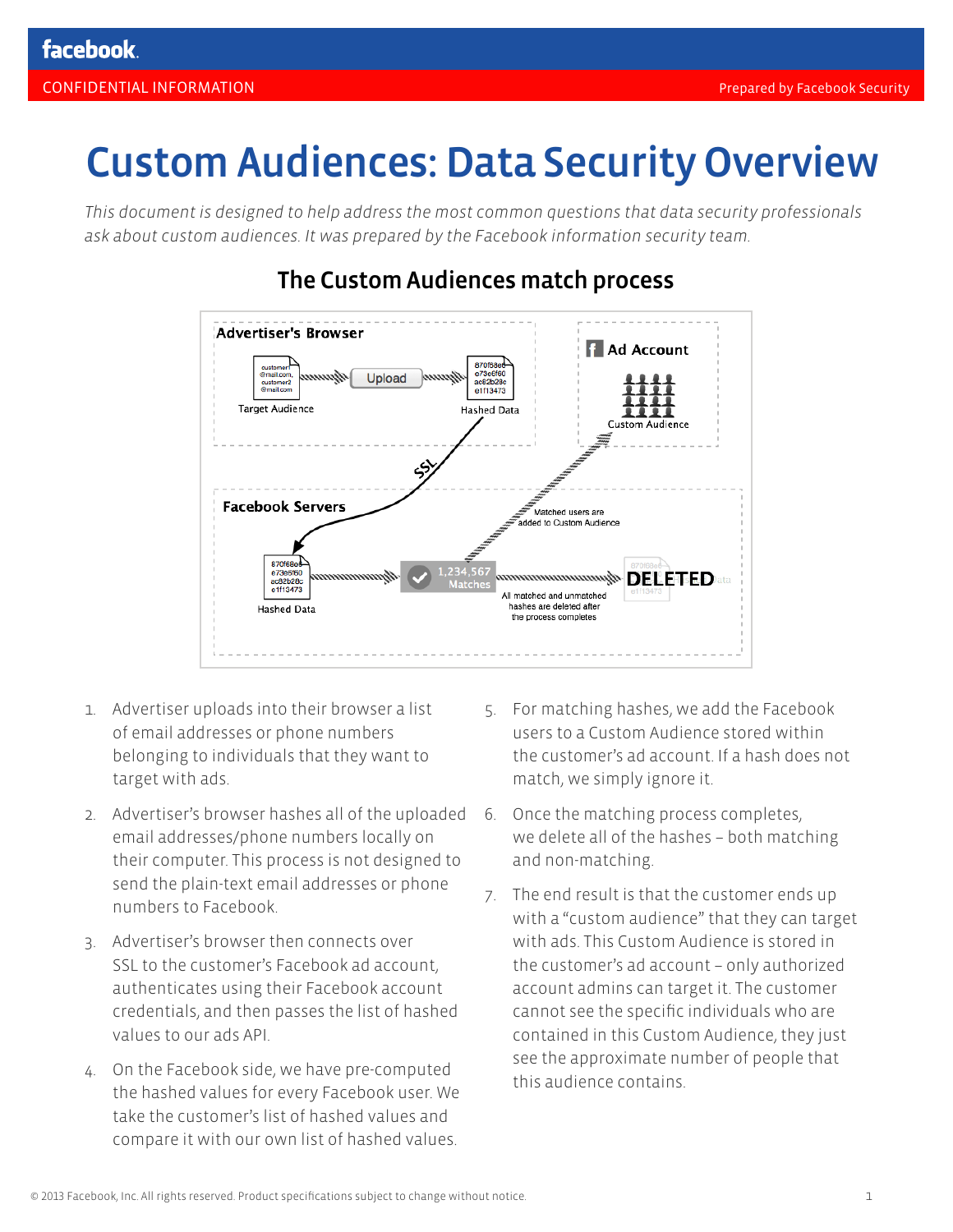facebook

CONFIDENTIAL INFORMATION

Prepared by Facebook Security

# Custom Audiences: Data Security Overview

*This document is designed to help address the most common questions that data security professionals ask about custom audiences. It was prepared by the Facebook information security team.*

## The Custom Audiences match process

Advertiser's Browser

customer1@mail.com, customer2@mail.com

Target Audience

Upload

870f68ec e73e6f60 ac82b28c e1f13473

Hashed Data

Ad Account

Custom Audience

SSL

Facebook Servers

870f68ec e73e6f60 ac82b28c e1f13473

Hashed Data

1,234,567 Matches

Matched users are added to Custom Audience

DELETED

All matched and unmatched hashes are deleted after the process completes

1. Advertiser uploads into their browser a list of email addresses or phone numbers belonging to individuals that they want to target with ads.
2. Advertiser's browser hashes all of the uploaded email addresses/phone numbers locally on their computer. This process is not designed to send the plain-text email addresses or phone numbers to Facebook.
3. Advertiser's browser then connects over SSL to the customer's Facebook ad account, authenticates using their Facebook account credentials, and then passes the list of hashed values to our ads API.
4. On the Facebook side, we have pre-computed the hashed values for every Facebook user. We take the customer's list of hashed values and compare it with our own list of hashed values.
5. For matching hashes, we add the Facebook users to a Custom Audience stored within the customer's ad account. If a hash does not match, we simply ignore it.
6. Once the matching process completes, we delete all of the hashes – both matching and non-matching.
7. The end result is that the customer ends up with a "custom audience" that they can target with ads. This Custom Audience is stored in the customer's ad account – only authorized account admins can target it. The customer cannot see the specific individuals who are contained in this Custom Audience, they just see the approximate number of people that this audience contains.

© 2013 Facebook, Inc. All rights reserved. Product specifications subject to change without notice.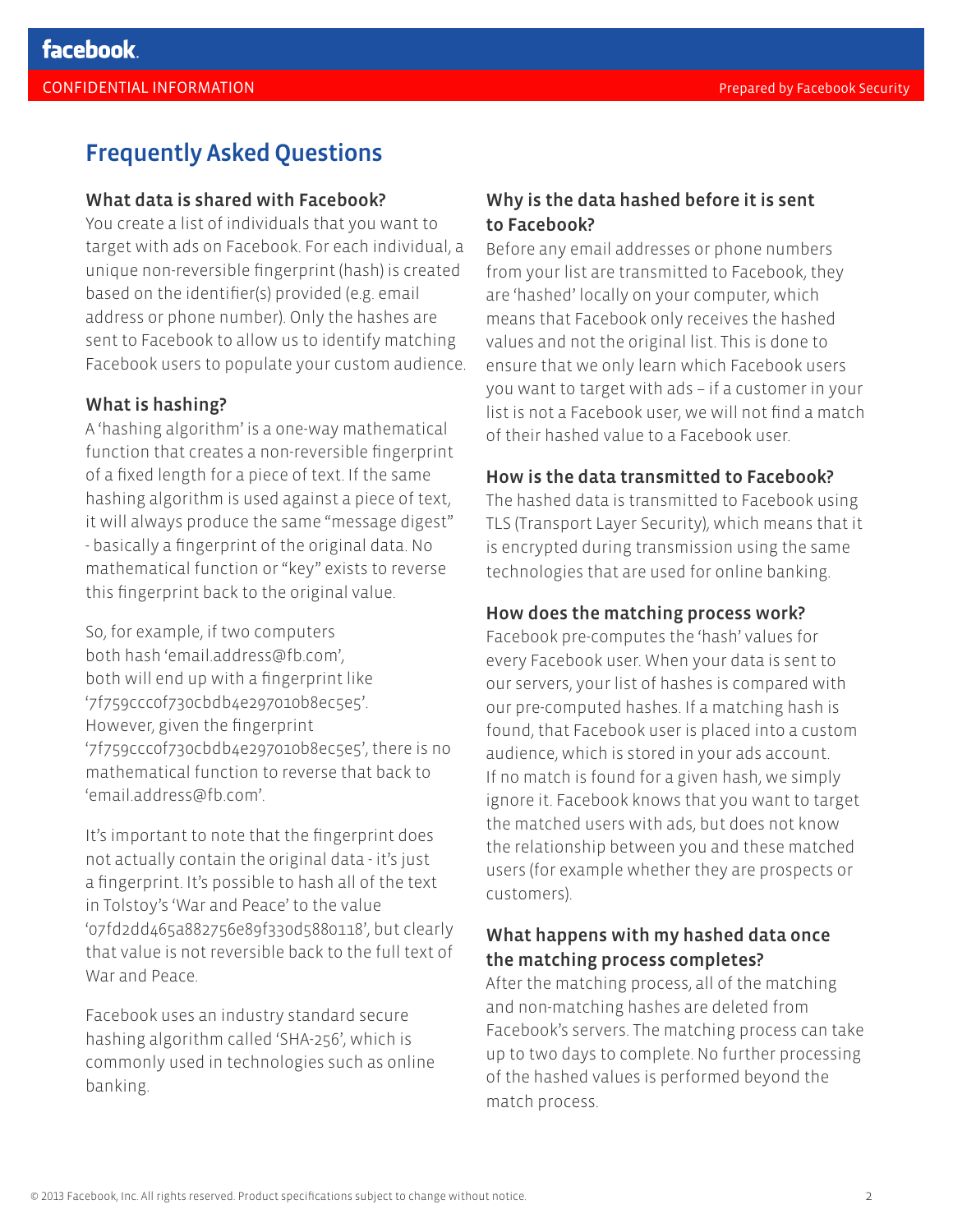## Frequently Asked Questions

### What data is shared with Facebook?

You create a list of individuals that you want to target with ads on Facebook. For each individual, a unique non-reversible fingerprint (hash) is created based on the identifier(s) provided (e.g. email address or phone number). Only the hashes are sent to Facebook to allow us to identify matching Facebook users to populate your custom audience.

### What is hashing?

A 'hashing algorithm' is a one-way mathematical function that creates a non-reversible fingerprint of a fixed length for a piece of text. If the same hashing algorithm is used against a piece of text, it will always produce the same "message digest" - basically a fingerprint of the original data. No mathematical function or "key" exists to reverse this fingerprint back to the original value.

So, for example, if two computers both hash 'email.address@fb.com', both will end up with a fingerprint like '7f759ccc0f730cbdb4e297010b8ec5e5'. However, given the fingerprint '7f759ccc0f730cbdb4e297010b8ec5e5', there is no mathematical function to reverse that back to 'email.address@fb.com'.

It's important to note that the fingerprint does not actually contain the original data - it's just a fingerprint. It's possible to hash all of the text in Tolstoy's 'War and Peace' to the value '07fd2dd465a882756e89f330d5880118', but clearly that value is not reversible back to the full text of War and Peace.

Facebook uses an industry standard secure hashing algorithm called 'SHA-256', which is commonly used in technologies such as online banking.

### Why is the data hashed before it is sent to Facebook?

Before any email addresses or phone numbers from your list are transmitted to Facebook, they are 'hashed' locally on your computer, which means that Facebook only receives the hashed values and not the original list. This is done to ensure that we only learn which Facebook users you want to target with ads – if a customer in your list is not a Facebook user, we will not find a match of their hashed value to a Facebook user.

### How is the data transmitted to Facebook?

The hashed data is transmitted to Facebook using TLS (Transport Layer Security), which means that it is encrypted during transmission using the same technologies that are used for online banking.

### How does the matching process work?

Facebook pre-computes the 'hash' values for every Facebook user. When your data is sent to our servers, your list of hashes is compared with our pre-computed hashes. If a matching hash is found, that Facebook user is placed into a custom audience, which is stored in your ads account. If no match is found for a given hash, we simply ignore it. Facebook knows that you want to target the matched users with ads, but does not know the relationship between you and these matched users (for example whether they are prospects or customers).

### What happens with my hashed data once the matching process completes?

After the matching process, all of the matching and non-matching hashes are deleted from Facebook's servers. The matching process can take up to two days to complete. No further processing of the hashed values is performed beyond the match process.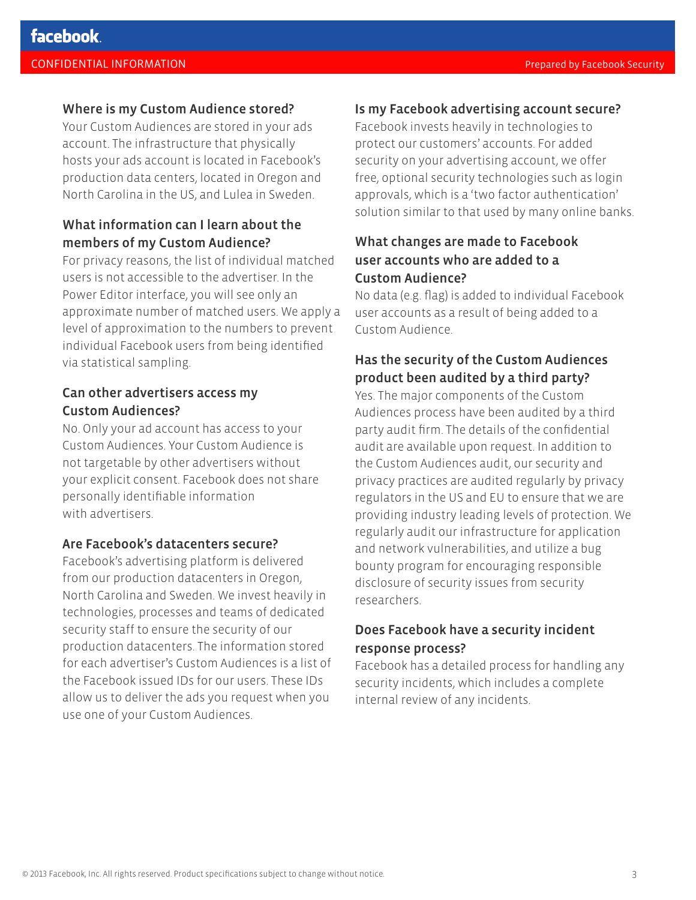### Where is my Custom Audience stored?

Your Custom Audiences are stored in your ads account. The infrastructure that physically hosts your ads account is located in Facebook's production data centers, located in Oregon and North Carolina in the US, and Lulea in Sweden.

### What information can I learn about the members of my Custom Audience?

For privacy reasons, the list of individual matched users is not accessible to the advertiser. In the Power Editor interface, you will see only an approximate number of matched users. We apply a level of approximation to the numbers to prevent individual Facebook users from being identified via statistical sampling.

### Can other advertisers access my Custom Audiences?

No. Only your ad account has access to your Custom Audiences. Your Custom Audience is not targetable by other advertisers without your explicit consent. Facebook does not share personally identifiable information with advertisers.

### Are Facebook's datacenters secure?

Facebook's advertising platform is delivered from our production datacenters in Oregon, North Carolina and Sweden. We invest heavily in technologies, processes and teams of dedicated security staff to ensure the security of our production datacenters. The information stored for each advertiser's Custom Audiences is a list of the Facebook issued IDs for our users. These IDs allow us to deliver the ads you request when you use one of your Custom Audiences.

### Is my Facebook advertising account secure?

Facebook invests heavily in technologies to protect our customers' accounts. For added security on your advertising account, we offer free, optional security technologies such as login approvals, which is a 'two factor authentication' solution similar to that used by many online banks.

### What changes are made to Facebook user accounts who are added to a Custom Audience?

No data (e.g. flag) is added to individual Facebook user accounts as a result of being added to a Custom Audience.

### Has the security of the Custom Audiences product been audited by a third party?

Yes. The major components of the Custom Audiences process have been audited by a third party audit firm. The details of the confidential audit are available upon request. In addition to the Custom Audiences audit, our security and privacy practices are audited regularly by privacy regulators in the US and EU to ensure that we are providing industry leading levels of protection. We regularly audit our infrastructure for application and network vulnerabilities, and utilize a bug bounty program for encouraging responsible disclosure of security issues from security researchers.

### Does Facebook have a security incident response process?

Facebook has a detailed process for handling any security incidents, which includes a complete internal review of any incidents.